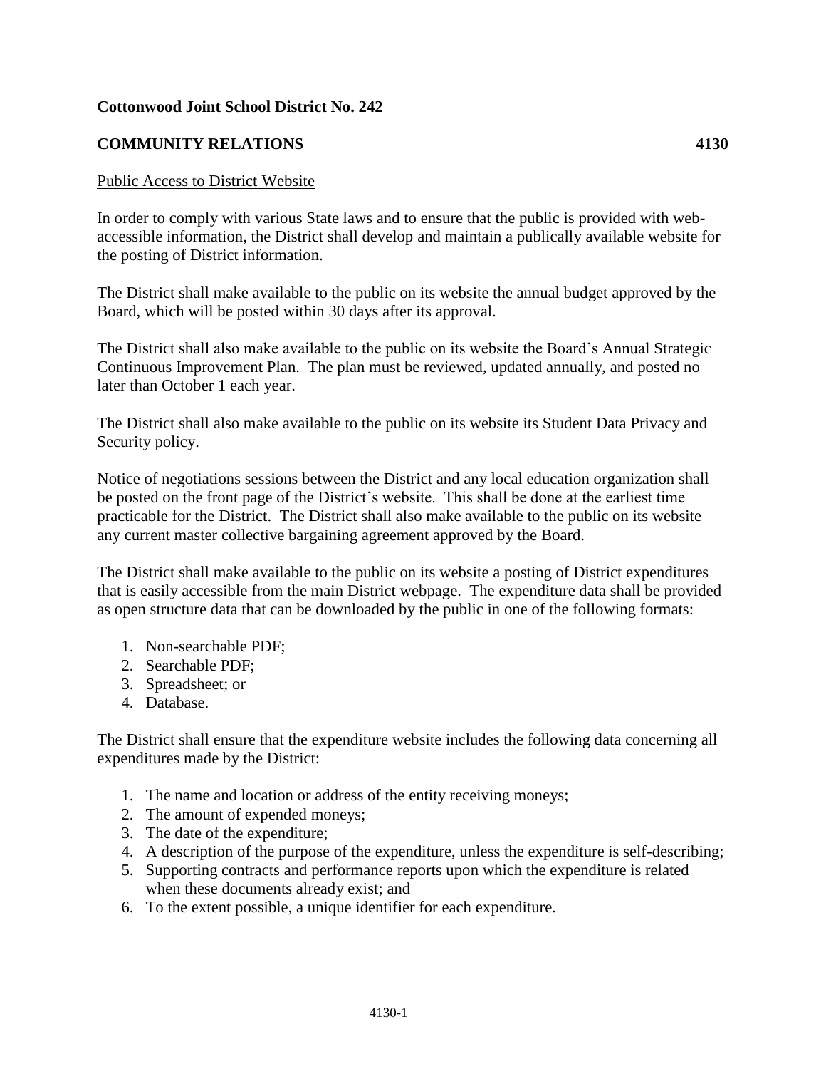**Cottonwood Joint School District No. 242**

**COMMUNITY RELATIONS 4130**

Public Access to District Website

In order to comply with various State laws and to ensure that the public is provided with web-accessible information, the District shall develop and maintain a publically available website for the posting of District information.

The District shall make available to the public on its website the annual budget approved by the Board, which will be posted within 30 days after its approval.

The District shall also make available to the public on its website the Board's Annual Strategic Continuous Improvement Plan. The plan must be reviewed, updated annually, and posted no later than October 1 each year.

The District shall also make available to the public on its website its Student Data Privacy and Security policy.

Notice of negotiations sessions between the District and any local education organization shall be posted on the front page of the District's website. This shall be done at the earliest time practicable for the District. The District shall also make available to the public on its website any current master collective bargaining agreement approved by the Board.

The District shall make available to the public on its website a posting of District expenditures that is easily accessible from the main District webpage. The expenditure data shall be provided as open structure data that can be downloaded by the public in one of the following formats:

1. Non-searchable PDF;
2. Searchable PDF;
3. Spreadsheet; or
4. Database.

The District shall ensure that the expenditure website includes the following data concerning all expenditures made by the District:

1. The name and location or address of the entity receiving moneys;
2. The amount of expended moneys;
3. The date of the expenditure;
4. A description of the purpose of the expenditure, unless the expenditure is self-describing;
5. Supporting contracts and performance reports upon which the expenditure is related when these documents already exist; and
6. To the extent possible, a unique identifier for each expenditure.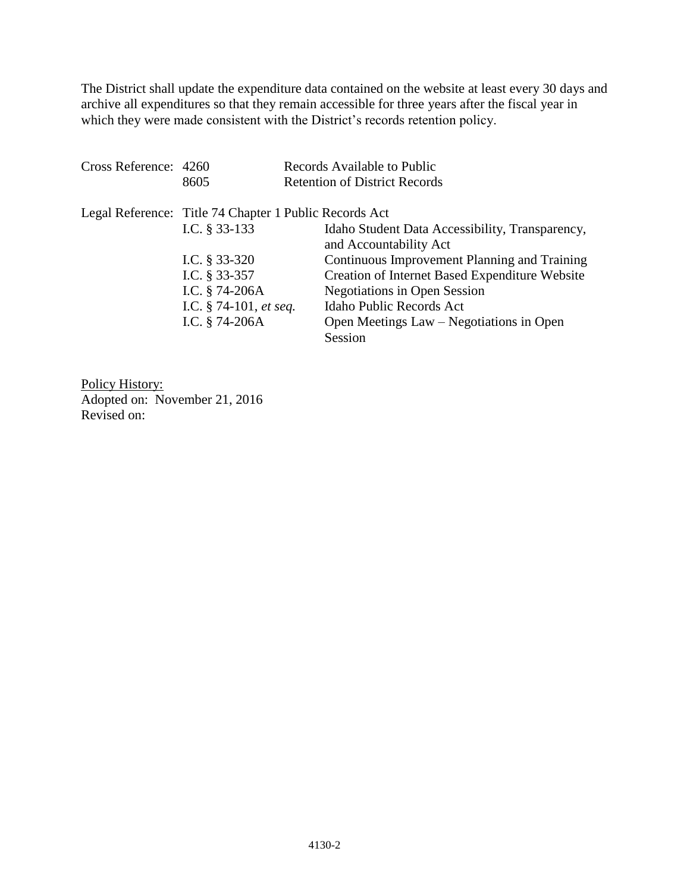The District shall update the expenditure data contained on the website at least every 30 days and archive all expenditures so that they remain accessible for three years after the fiscal year in which they were made consistent with the District's records retention policy.

| | | |
|---|---|---|
| Cross Reference: | 4260 | Records Available to Public |
| | 8605 | Retention of District Records |

| | | |
|---|---|---|
| Legal Reference: | Title 74 Chapter 1 Public Records Act | |
| | I.C. § 33-133 | Idaho Student Data Accessibility, Transparency, and Accountability Act |
| | I.C. § 33-320 | Continuous Improvement Planning and Training |
| | I.C. § 33-357 | Creation of Internet Based Expenditure Website |
| | I.C. § 74-206A | Negotiations in Open Session |
| | I.C. § 74-101, *et seq.* | Idaho Public Records Act |
| | I.C. § 74-206A | Open Meetings Law – Negotiations in Open Session |

Policy History:
Adopted on: November 21, 2016
Revised on: